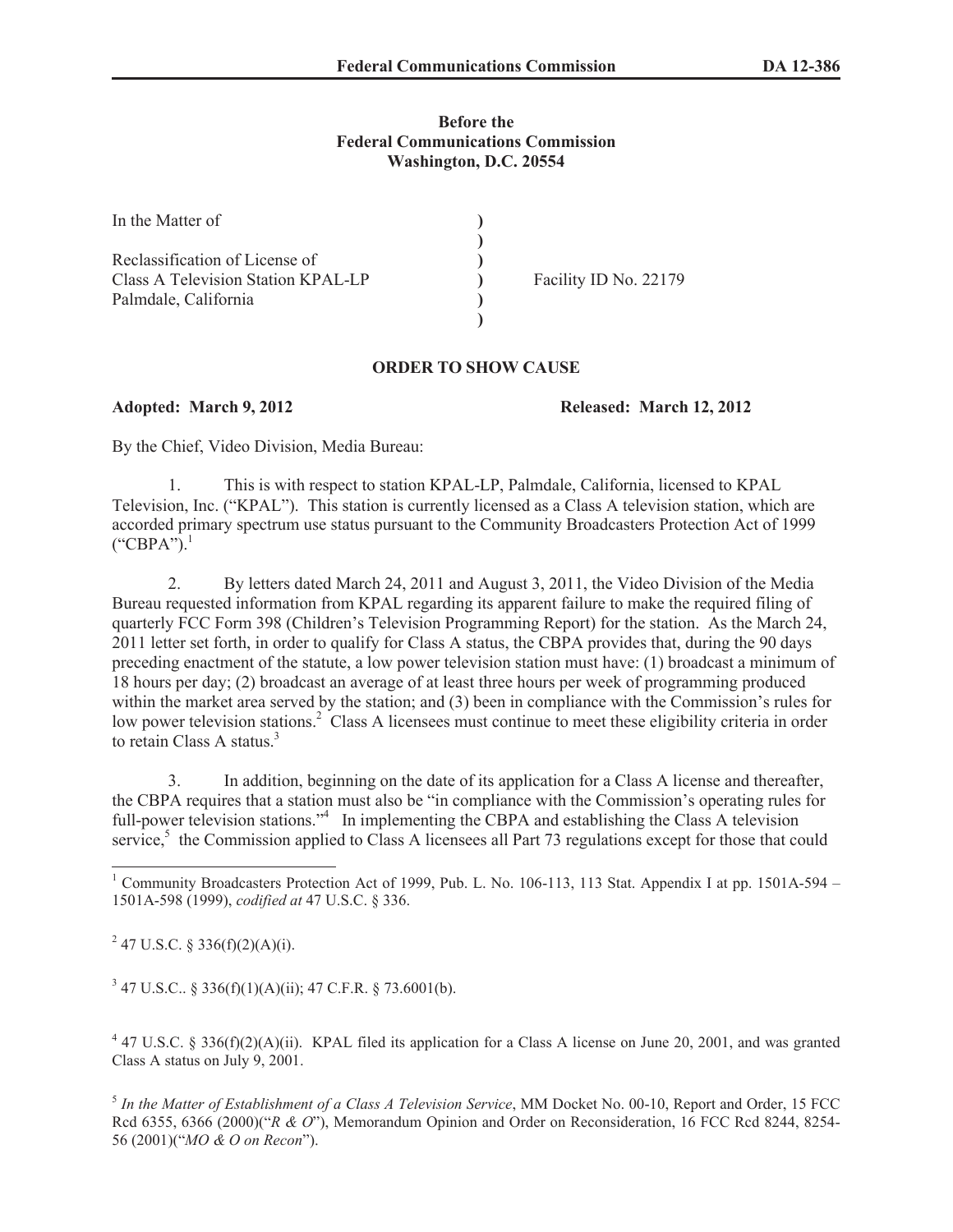**Before the**
**Federal Communications Commission**
**Washington, D.C. 20554**

| | | |
|---|---|---|
| In the Matter of | ) | |
| | ) | |
| Reclassification of License of | ) | |
| Class A Television Station KPAL-LP | ) | Facility ID No. 22179 |
| Palmdale, California | ) | |
| | ) | |

## ORDER TO SHOW CAUSE

**Adopted: March 9, 2012** **Released: March 12, 2012**

By the Chief, Video Division, Media Bureau:

1. This is with respect to station KPAL-LP, Palmdale, California, licensed to KPAL Television, Inc. ("KPAL"). This station is currently licensed as a Class A television station, which are accorded primary spectrum use status pursuant to the Community Broadcasters Protection Act of 1999 ("CBPA").[1]

2. By letters dated March 24, 2011 and August 3, 2011, the Video Division of the Media Bureau requested information from KPAL regarding its apparent failure to make the required filing of quarterly FCC Form 398 (Children's Television Programming Report) for the station. As the March 24, 2011 letter set forth, in order to qualify for Class A status, the CBPA provides that, during the 90 days preceding enactment of the statute, a low power television station must have: (1) broadcast a minimum of 18 hours per day; (2) broadcast an average of at least three hours per week of programming produced within the market area served by the station; and (3) been in compliance with the Commission's rules for low power television stations.[2] Class A licensees must continue to meet these eligibility criteria in order to retain Class A status.[3]

3. In addition, beginning on the date of its application for a Class A license and thereafter, the CBPA requires that a station must also be "in compliance with the Commission's operating rules for full-power television stations."[4] In implementing the CBPA and establishing the Class A television service,[5] the Commission applied to Class A licensees all Part 73 regulations except for those that could

---

[1] Community Broadcasters Protection Act of 1999, Pub. L. No. 106-113, 113 Stat. Appendix I at pp. 1501A-594 – 1501A-598 (1999), *codified at* 47 U.S.C. § 336.

[2] 47 U.S.C. § 336(f)(2)(A)(i).

[3] 47 U.S.C.. § 336(f)(1)(A)(ii); 47 C.F.R. § 73.6001(b).

[4] 47 U.S.C. § 336(f)(2)(A)(ii). KPAL filed its application for a Class A license on June 20, 2001, and was granted Class A status on July 9, 2001.

[5] *In the Matter of Establishment of a Class A Television Service*, MM Docket No. 00-10, Report and Order, 15 FCC Rcd 6355, 6366 (2000)("*R & O*"), Memorandum Opinion and Order on Reconsideration, 16 FCC Rcd 8244, 8254-56 (2001)("*MO & O on Recon*").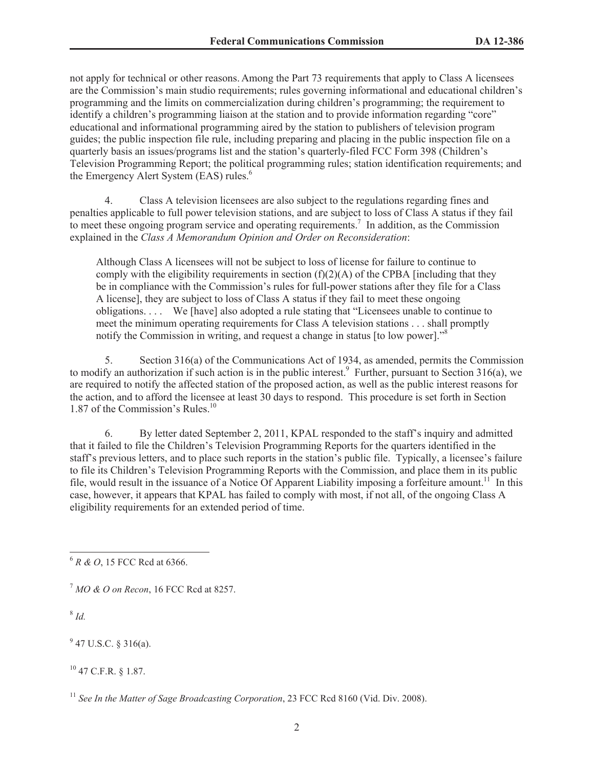not apply for technical or other reasons. Among the Part 73 requirements that apply to Class A licensees are the Commission's main studio requirements; rules governing informational and educational children's programming and the limits on commercialization during children's programming; the requirement to identify a children's programming liaison at the station and to provide information regarding "core" educational and informational programming aired by the station to publishers of television program guides; the public inspection file rule, including preparing and placing in the public inspection file on a quarterly basis an issues/programs list and the station's quarterly-filed FCC Form 398 (Children's Television Programming Report; the political programming rules; station identification requirements; and the Emergency Alert System (EAS) rules.[6]

4. Class A television licensees are also subject to the regulations regarding fines and penalties applicable to full power television stations, and are subject to loss of Class A status if they fail to meet these ongoing program service and operating requirements.[7] In addition, as the Commission explained in the *Class A Memorandum Opinion and Order on Reconsideration*:

> Although Class A licensees will not be subject to loss of license for failure to continue to comply with the eligibility requirements in section (f)(2)(A) of the CPBA [including that they be in compliance with the Commission's rules for full-power stations after they file for a Class A license], they are subject to loss of Class A status if they fail to meet these ongoing obligations. . . . We [have] also adopted a rule stating that "Licensees unable to continue to meet the minimum operating requirements for Class A television stations . . . shall promptly notify the Commission in writing, and request a change in status [to low power]."[8]

5. Section 316(a) of the Communications Act of 1934, as amended, permits the Commission to modify an authorization if such action is in the public interest.[9] Further, pursuant to Section 316(a), we are required to notify the affected station of the proposed action, as well as the public interest reasons for the action, and to afford the licensee at least 30 days to respond. This procedure is set forth in Section 1.87 of the Commission's Rules.[10]

6. By letter dated September 2, 2011, KPAL responded to the staff's inquiry and admitted that it failed to file the Children's Television Programming Reports for the quarters identified in the staff's previous letters, and to place such reports in the station's public file. Typically, a licensee's failure to file its Children's Television Programming Reports with the Commission, and place them in its public file, would result in the issuance of a Notice Of Apparent Liability imposing a forfeiture amount.[11] In this case, however, it appears that KPAL has failed to comply with most, if not all, of the ongoing Class A eligibility requirements for an extended period of time.

---

[6] *R & O*, 15 FCC Rcd at 6366.

[7] *MO & O on Recon*, 16 FCC Rcd at 8257.

[8] *Id.*

[9] 47 U.S.C. § 316(a).

[10] 47 C.F.R. § 1.87.

[11] *See In the Matter of Sage Broadcasting Corporation*, 23 FCC Rcd 8160 (Vid. Div. 2008).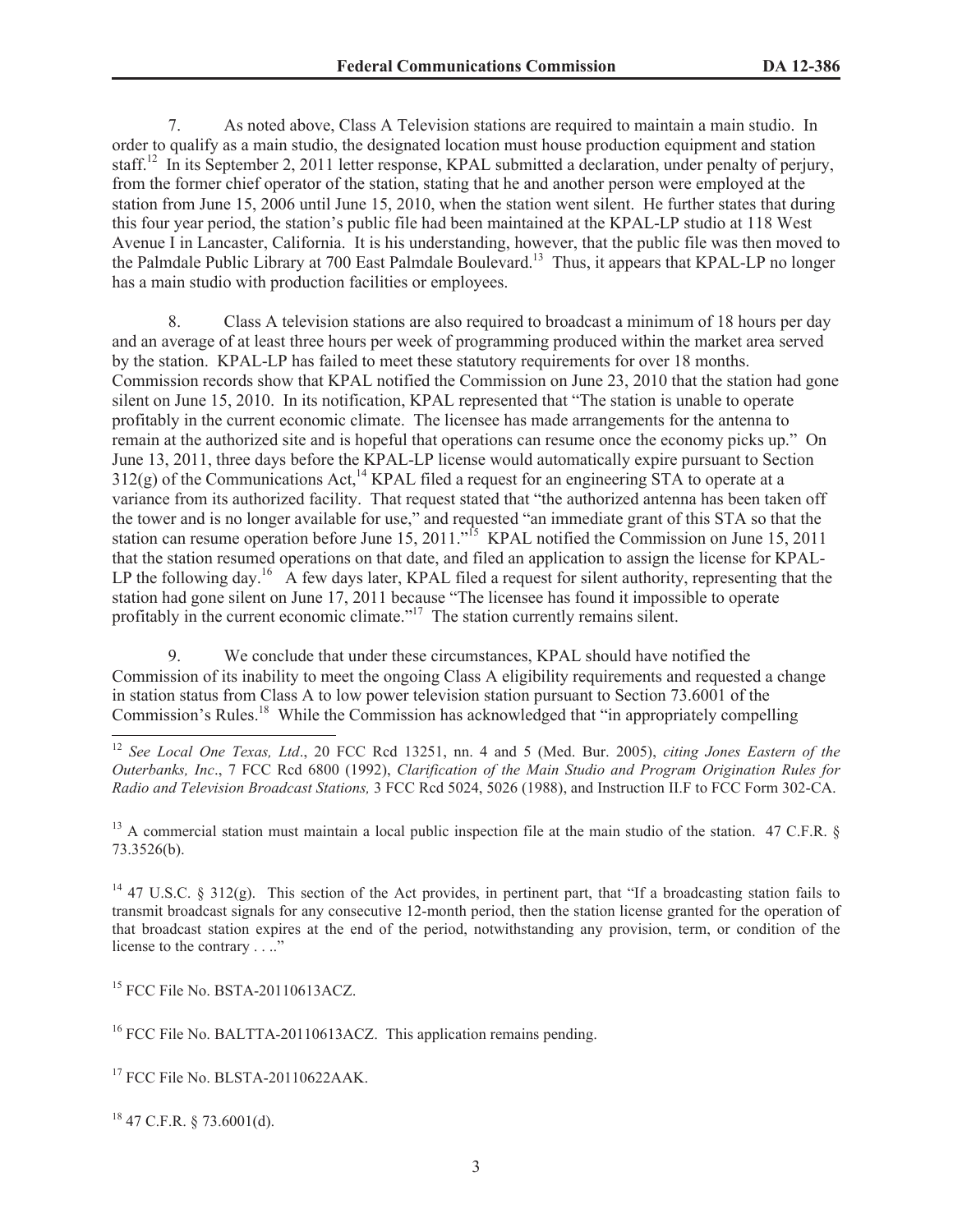7. As noted above, Class A Television stations are required to maintain a main studio. In order to qualify as a main studio, the designated location must house production equipment and station staff.[12] In its September 2, 2011 letter response, KPAL submitted a declaration, under penalty of perjury, from the former chief operator of the station, stating that he and another person were employed at the station from June 15, 2006 until June 15, 2010, when the station went silent. He further states that during this four year period, the station's public file had been maintained at the KPAL-LP studio at 118 West Avenue I in Lancaster, California. It is his understanding, however, that the public file was then moved to the Palmdale Public Library at 700 East Palmdale Boulevard.[13] Thus, it appears that KPAL-LP no longer has a main studio with production facilities or employees.

8. Class A television stations are also required to broadcast a minimum of 18 hours per day and an average of at least three hours per week of programming produced within the market area served by the station. KPAL-LP has failed to meet these statutory requirements for over 18 months. Commission records show that KPAL notified the Commission on June 23, 2010 that the station had gone silent on June 15, 2010. In its notification, KPAL represented that "The station is unable to operate profitably in the current economic climate. The licensee has made arrangements for the antenna to remain at the authorized site and is hopeful that operations can resume once the economy picks up." On June 13, 2011, three days before the KPAL-LP license would automatically expire pursuant to Section 312(g) of the Communications Act,[14] KPAL filed a request for an engineering STA to operate at a variance from its authorized facility. That request stated that "the authorized antenna has been taken off the tower and is no longer available for use," and requested "an immediate grant of this STA so that the station can resume operation before June 15, 2011."[15] KPAL notified the Commission on June 15, 2011 that the station resumed operations on that date, and filed an application to assign the license for KPAL-LP the following day.[16] A few days later, KPAL filed a request for silent authority, representing that the station had gone silent on June 17, 2011 because "The licensee has found it impossible to operate profitably in the current economic climate."[17] The station currently remains silent.

9. We conclude that under these circumstances, KPAL should have notified the Commission of its inability to meet the ongoing Class A eligibility requirements and requested a change in station status from Class A to low power television station pursuant to Section 73.6001 of the Commission's Rules.[18] While the Commission has acknowledged that "in appropriately compelling

---

[12] *See Local One Texas, Ltd*., 20 FCC Rcd 13251, nn. 4 and 5 (Med. Bur. 2005), *citing Jones Eastern of the Outerbanks, Inc*., 7 FCC Rcd 6800 (1992), *Clarification of the Main Studio and Program Origination Rules for Radio and Television Broadcast Stations,* 3 FCC Rcd 5024, 5026 (1988), and Instruction II.F to FCC Form 302-CA.

[13] A commercial station must maintain a local public inspection file at the main studio of the station. 47 C.F.R. § 73.3526(b).

[14] 47 U.S.C. § 312(g). This section of the Act provides, in pertinent part, that "If a broadcasting station fails to transmit broadcast signals for any consecutive 12-month period, then the station license granted for the operation of that broadcast station expires at the end of the period, notwithstanding any provision, term, or condition of the license to the contrary . . .."

[15] FCC File No. BSTA-20110613ACZ.

[16] FCC File No. BALTTA-20110613ACZ. This application remains pending.

[17] FCC File No. BLSTA-20110622AAK.

[18] 47 C.F.R. § 73.6001(d).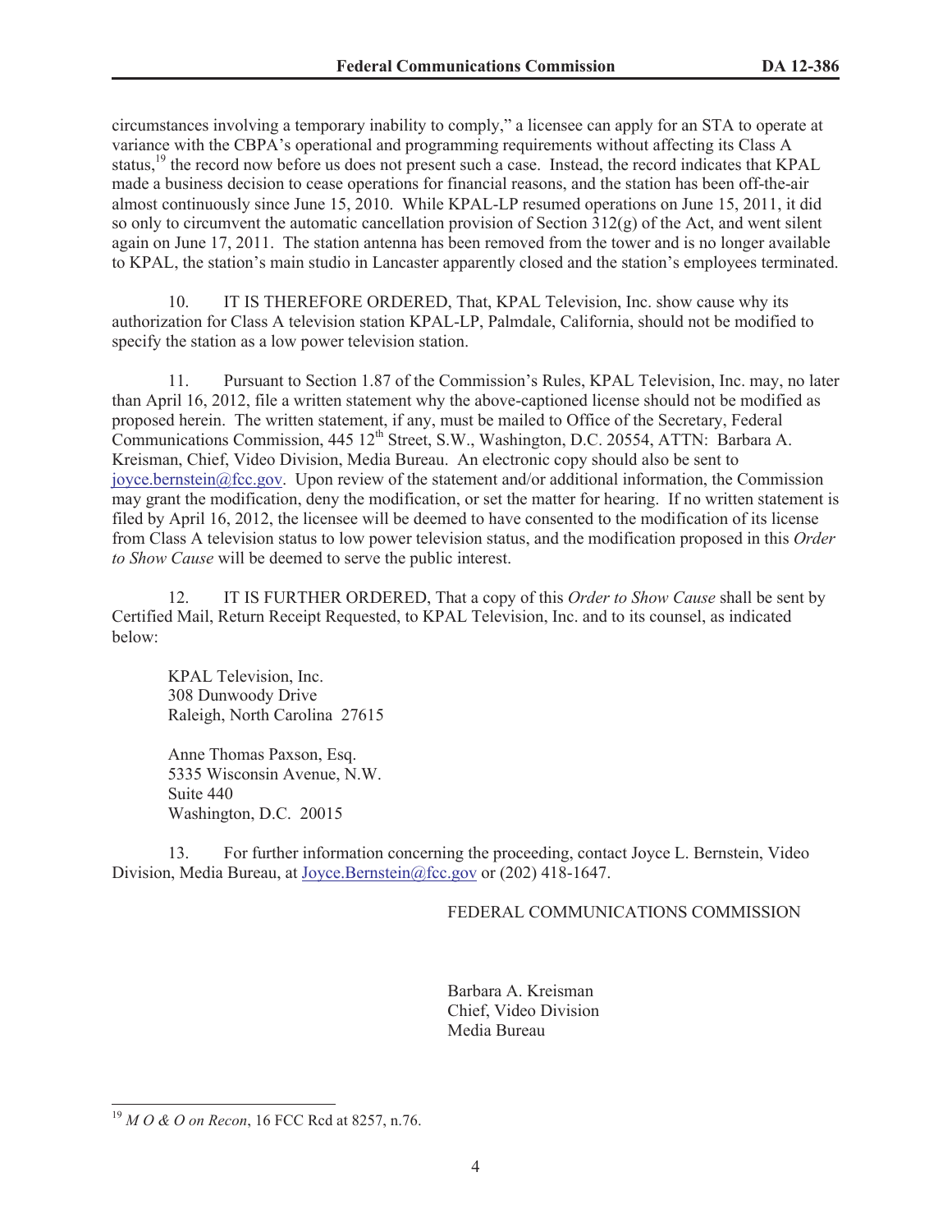circumstances involving a temporary inability to comply," a licensee can apply for an STA to operate at variance with the CBPA's operational and programming requirements without affecting its Class A status,[19] the record now before us does not present such a case. Instead, the record indicates that KPAL made a business decision to cease operations for financial reasons, and the station has been off-the-air almost continuously since June 15, 2010. While KPAL-LP resumed operations on June 15, 2011, it did so only to circumvent the automatic cancellation provision of Section 312(g) of the Act, and went silent again on June 17, 2011. The station antenna has been removed from the tower and is no longer available to KPAL, the station's main studio in Lancaster apparently closed and the station's employees terminated.

10. IT IS THEREFORE ORDERED, That, KPAL Television, Inc. show cause why its authorization for Class A television station KPAL-LP, Palmdale, California, should not be modified to specify the station as a low power television station.

11. Pursuant to Section 1.87 of the Commission's Rules, KPAL Television, Inc. may, no later than April 16, 2012, file a written statement why the above-captioned license should not be modified as proposed herein. The written statement, if any, must be mailed to Office of the Secretary, Federal Communications Commission, 445 12th Street, S.W., Washington, D.C. 20554, ATTN: Barbara A. Kreisman, Chief, Video Division, Media Bureau. An electronic copy should also be sent to joyce.bernstein@fcc.gov. Upon review of the statement and/or additional information, the Commission may grant the modification, deny the modification, or set the matter for hearing. If no written statement is filed by April 16, 2012, the licensee will be deemed to have consented to the modification of its license from Class A television status to low power television status, and the modification proposed in this *Order to Show Cause* will be deemed to serve the public interest.

12. IT IS FURTHER ORDERED, That a copy of this *Order to Show Cause* shall be sent by Certified Mail, Return Receipt Requested, to KPAL Television, Inc. and to its counsel, as indicated below:

KPAL Television, Inc.
308 Dunwoody Drive
Raleigh, North Carolina 27615

Anne Thomas Paxson, Esq.
5335 Wisconsin Avenue, N.W.
Suite 440
Washington, D.C. 20015

13. For further information concerning the proceeding, contact Joyce L. Bernstein, Video Division, Media Bureau, at Joyce.Bernstein@fcc.gov or (202) 418-1647.

FEDERAL COMMUNICATIONS COMMISSION

Barbara A. Kreisman
Chief, Video Division
Media Bureau

---

[19] *M O & O on Recon*, 16 FCC Rcd at 8257, n.76.